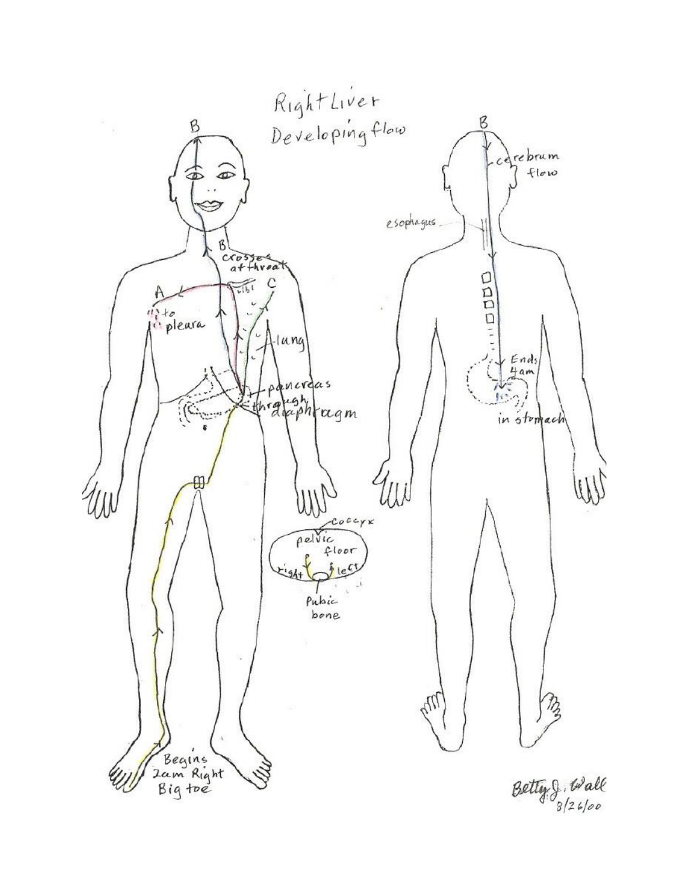# Right Liver Developing flow

B

B crosses at throat

A

rib

C

to pleura

lung

pancreas

through diaphragm

coccyx

pelvic floor

right

left

Pubic bone

Begins 2am Right Big toe

B

cerebrum flow

esophagus

Ends 4am

in stomach

Betty J. Wall
3/26/00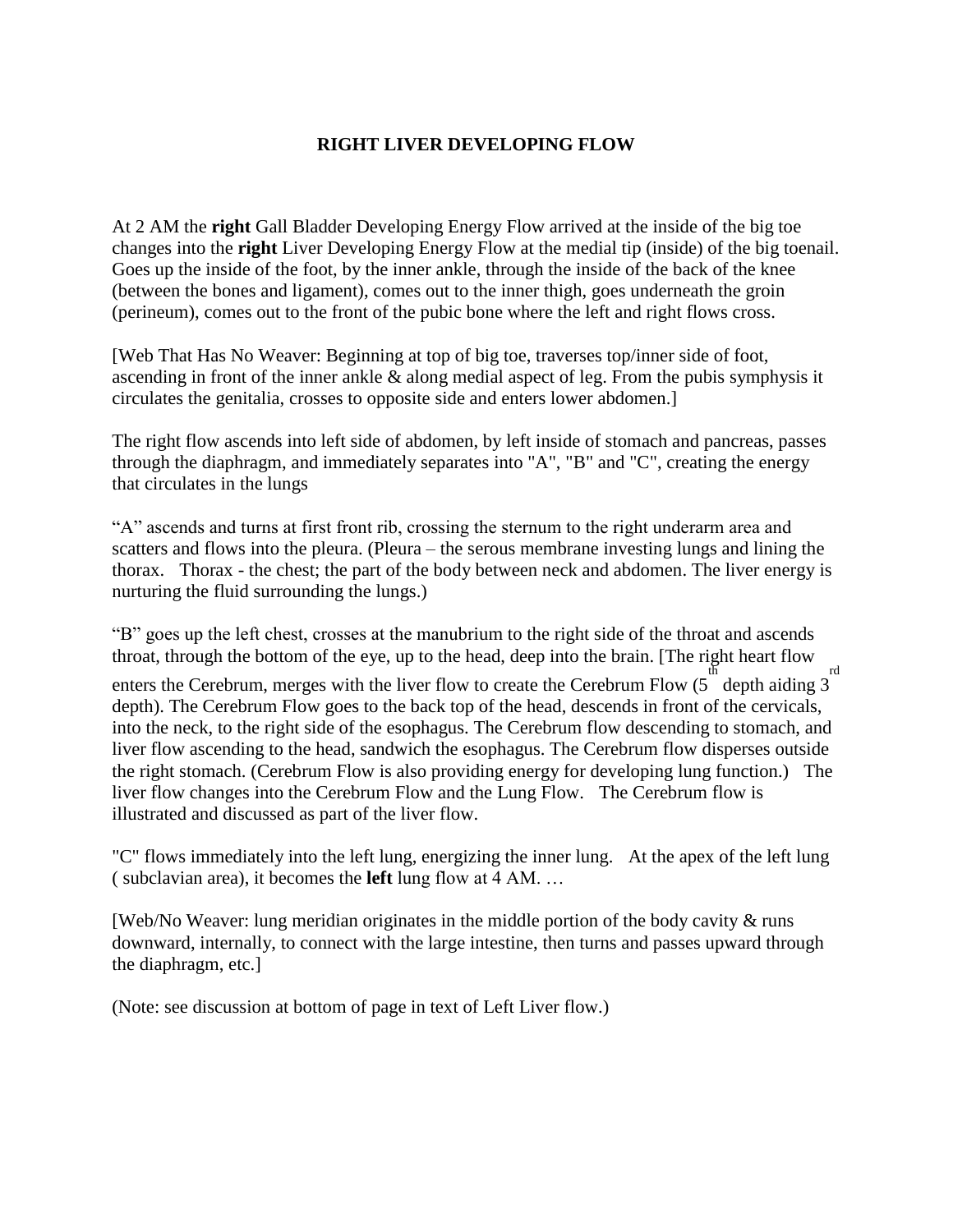## RIGHT LIVER DEVELOPING FLOW

At 2 AM the **right** Gall Bladder Developing Energy Flow arrived at the inside of the big toe changes into the **right** Liver Developing Energy Flow at the medial tip (inside) of the big toenail. Goes up the inside of the foot, by the inner ankle, through the inside of the back of the knee (between the bones and ligament), comes out to the inner thigh, goes underneath the groin (perineum), comes out to the front of the pubic bone where the left and right flows cross.

[Web That Has No Weaver: Beginning at top of big toe, traverses top/inner side of foot, ascending in front of the inner ankle & along medial aspect of leg. From the pubis symphysis it circulates the genitalia, crosses to opposite side and enters lower abdomen.]

The right flow ascends into left side of abdomen, by left inside of stomach and pancreas, passes through the diaphragm, and immediately separates into "A", "B" and "C", creating the energy that circulates in the lungs

"A" ascends and turns at first front rib, crossing the sternum to the right underarm area and scatters and flows into the pleura. (Pleura – the serous membrane investing lungs and lining the thorax. Thorax - the chest; the part of the body between neck and abdomen. The liver energy is nurturing the fluid surrounding the lungs.)

"B" goes up the left chest, crosses at the manubrium to the right side of the throat and ascends throat, through the bottom of the eye, up to the head, deep into the brain. [The right heart flow enters the Cerebrum, merges with the liver flow to create the Cerebrum Flow ($5^{th}$ depth aiding $3^{rd}$ depth). The Cerebrum Flow goes to the back top of the head, descends in front of the cervicals, into the neck, to the right side of the esophagus. The Cerebrum flow descending to stomach, and liver flow ascending to the head, sandwich the esophagus. The Cerebrum flow disperses outside the right stomach. (Cerebrum Flow is also providing energy for developing lung function.) The liver flow changes into the Cerebrum Flow and the Lung Flow. The Cerebrum flow is illustrated and discussed as part of the liver flow.

"C" flows immediately into the left lung, energizing the inner lung. At the apex of the left lung ( subclavian area), it becomes the **left** lung flow at 4 AM. …

[Web/No Weaver: lung meridian originates in the middle portion of the body cavity & runs downward, internally, to connect with the large intestine, then turns and passes upward through the diaphragm, etc.]

(Note: see discussion at bottom of page in text of Left Liver flow.)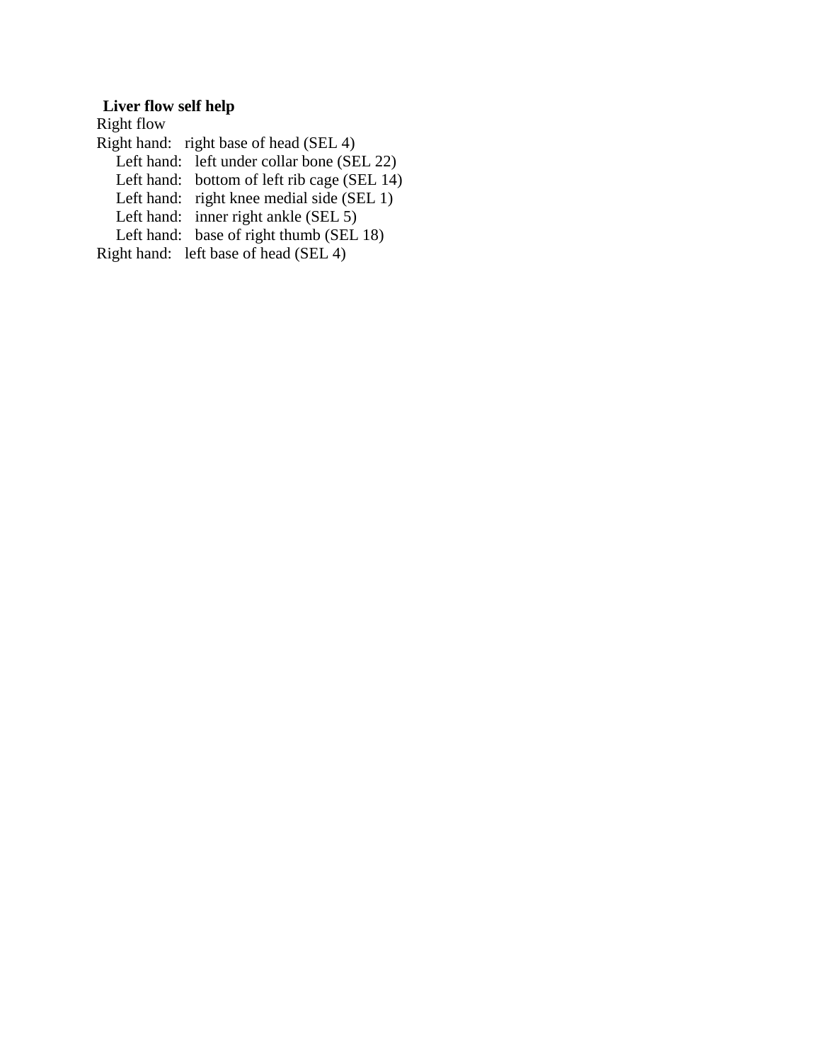**Liver flow self help**

Right flow

Right hand: right base of head (SEL 4)

- Left hand: left under collar bone (SEL 22)
- Left hand: bottom of left rib cage (SEL 14)
- Left hand: right knee medial side (SEL 1)
- Left hand: inner right ankle (SEL 5)
- Left hand: base of right thumb (SEL 18)

Right hand: left base of head (SEL 4)